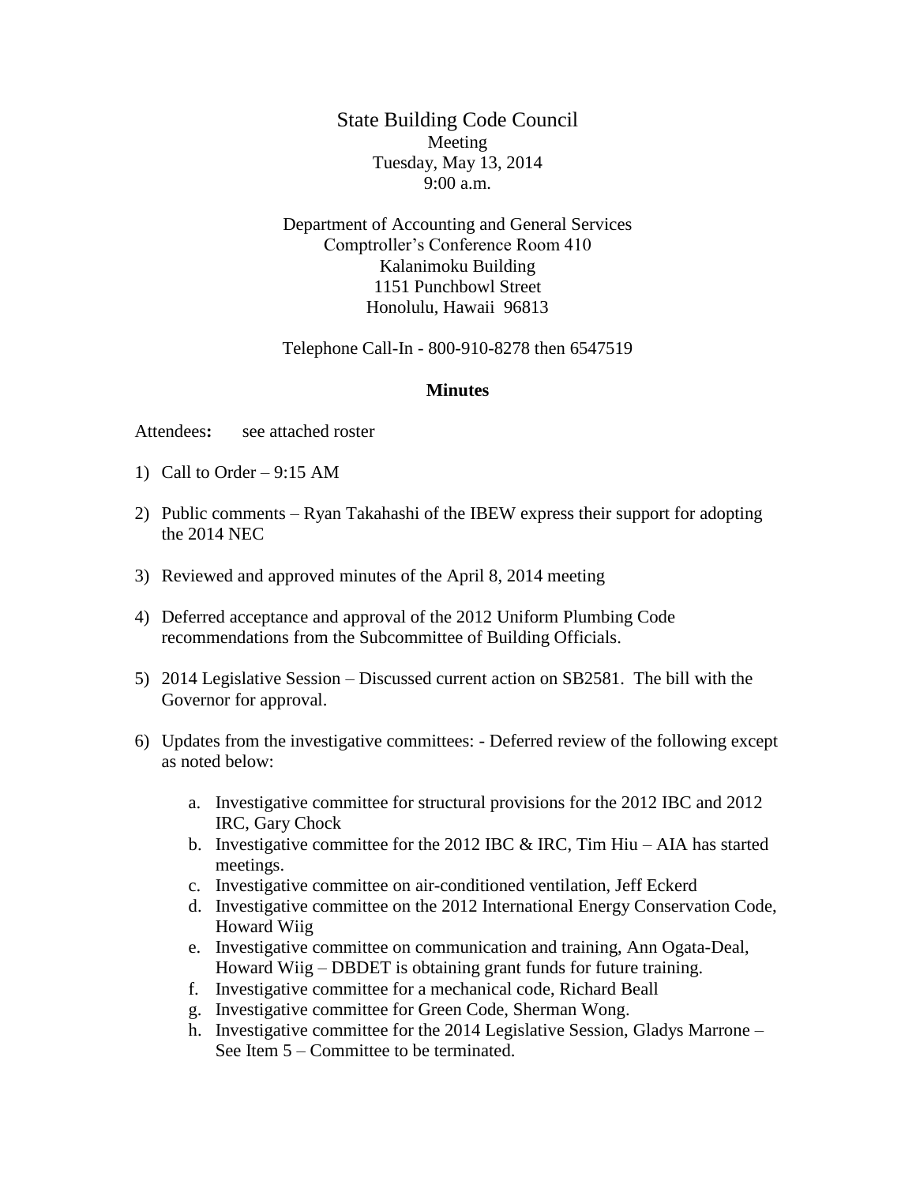# State Building Code Council

Meeting
Tuesday, May 13, 2014
9:00 a.m.

Department of Accounting and General Services
Comptroller's Conference Room 410
Kalanimoku Building
1151 Punchbowl Street
Honolulu, Hawaii 96813

Telephone Call-In - 800-910-8278 then 6547519

## Minutes

Attendees**:** see attached roster

1) Call to Order – 9:15 AM

2) Public comments – Ryan Takahashi of the IBEW express their support for adopting the 2014 NEC

3) Reviewed and approved minutes of the April 8, 2014 meeting

4) Deferred acceptance and approval of the 2012 Uniform Plumbing Code recommendations from the Subcommittee of Building Officials.

5) 2014 Legislative Session – Discussed current action on SB2581. The bill with the Governor for approval.

6) Updates from the investigative committees: - Deferred review of the following except as noted below:

   a. Investigative committee for structural provisions for the 2012 IBC and 2012 IRC, Gary Chock
   b. Investigative committee for the 2012 IBC & IRC, Tim Hiu – AIA has started meetings.
   c. Investigative committee on air-conditioned ventilation, Jeff Eckerd
   d. Investigative committee on the 2012 International Energy Conservation Code, Howard Wiig
   e. Investigative committee on communication and training, Ann Ogata-Deal, Howard Wiig – DBDET is obtaining grant funds for future training.
   f. Investigative committee for a mechanical code, Richard Beall
   g. Investigative committee for Green Code, Sherman Wong.
   h. Investigative committee for the 2014 Legislative Session, Gladys Marrone – See Item 5 – Committee to be terminated.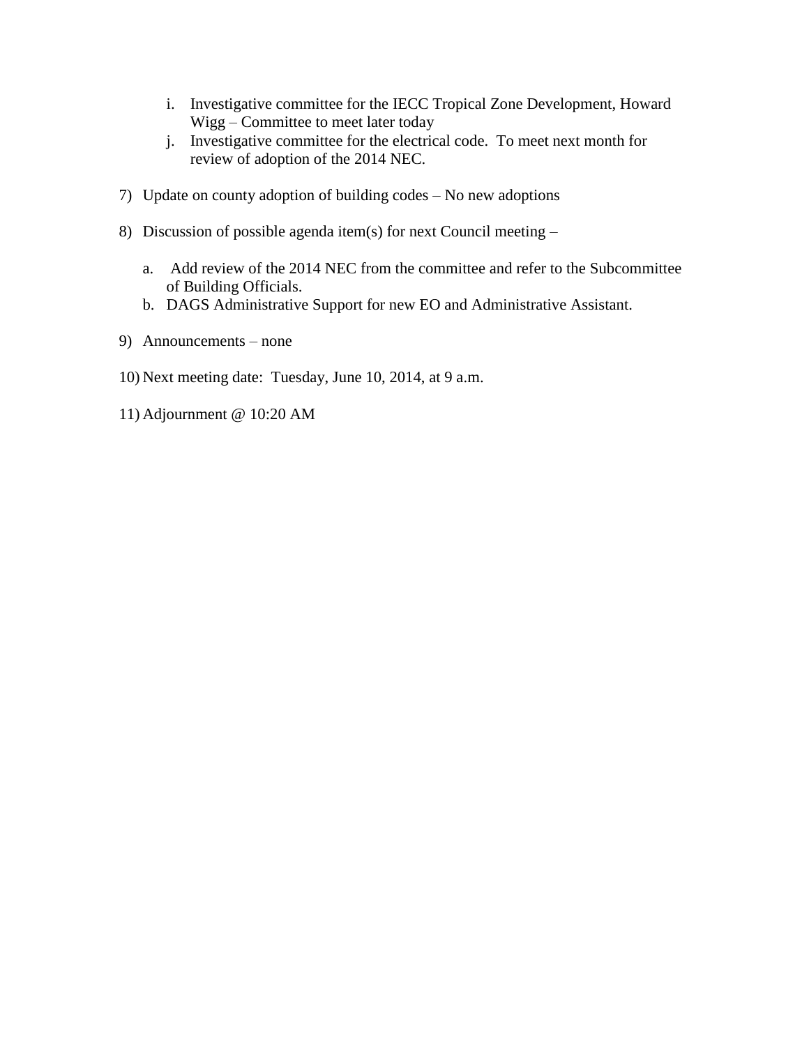i. Investigative committee for the IECC Tropical Zone Development, Howard Wigg – Committee to meet later today
j. Investigative committee for the electrical code. To meet next month for review of adoption of the 2014 NEC.

7) Update on county adoption of building codes – No new adoptions

8) Discussion of possible agenda item(s) for next Council meeting –

   a. Add review of the 2014 NEC from the committee and refer to the Subcommittee of Building Officials.
   b. DAGS Administrative Support for new EO and Administrative Assistant.

9) Announcements – none

10) Next meeting date: Tuesday, June 10, 2014, at 9 a.m.

11) Adjournment @ 10:20 AM